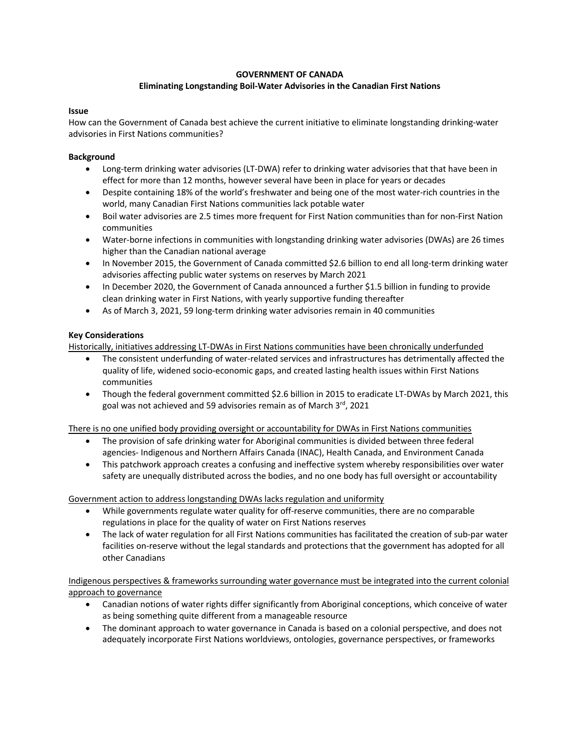**GOVERNMENT OF CANADA**

**Eliminating Longstanding Boil-Water Advisories in the Canadian First Nations**

**Issue**

How can the Government of Canada best achieve the current initiative to eliminate longstanding drinking-water advisories in First Nations communities?

**Background**

- Long-term drinking water advisories (LT-DWA) refer to drinking water advisories that that have been in effect for more than 12 months, however several have been in place for years or decades
- Despite containing 18% of the world's freshwater and being one of the most water-rich countries in the world, many Canadian First Nations communities lack potable water
- Boil water advisories are 2.5 times more frequent for First Nation communities than for non-First Nation communities
- Water-borne infections in communities with longstanding drinking water advisories (DWAs) are 26 times higher than the Canadian national average
- In November 2015, the Government of Canada committed $2.6 billion to end all long-term drinking water advisories affecting public water systems on reserves by March 2021
- In December 2020, the Government of Canada announced a further $1.5 billion in funding to provide clean drinking water in First Nations, with yearly supportive funding thereafter
- As of March 3, 2021, 59 long-term drinking water advisories remain in 40 communities

**Key Considerations**

<u>Historically, initiatives addressing LT-DWAs in First Nations communities have been chronically underfunded</u>

- The consistent underfunding of water-related services and infrastructures has detrimentally affected the quality of life, widened socio-economic gaps, and created lasting health issues within First Nations communities
- Though the federal government committed $2.6 billion in 2015 to eradicate LT-DWAs by March 2021, this goal was not achieved and 59 advisories remain as of March 3rd, 2021

<u>There is no one unified body providing oversight or accountability for DWAs in First Nations communities</u>

- The provision of safe drinking water for Aboriginal communities is divided between three federal agencies- Indigenous and Northern Affairs Canada (INAC), Health Canada, and Environment Canada
- This patchwork approach creates a confusing and ineffective system whereby responsibilities over water safety are unequally distributed across the bodies, and no one body has full oversight or accountability

<u>Government action to address longstanding DWAs lacks regulation and uniformity</u>

- While governments regulate water quality for off-reserve communities, there are no comparable regulations in place for the quality of water on First Nations reserves
- The lack of water regulation for all First Nations communities has facilitated the creation of sub-par water facilities on-reserve without the legal standards and protections that the government has adopted for all other Canadians

<u>Indigenous perspectives & frameworks surrounding water governance must be integrated into the current colonial approach to governance</u>

- Canadian notions of water rights differ significantly from Aboriginal conceptions, which conceive of water as being something quite different from a manageable resource
- The dominant approach to water governance in Canada is based on a colonial perspective, and does not adequately incorporate First Nations worldviews, ontologies, governance perspectives, or frameworks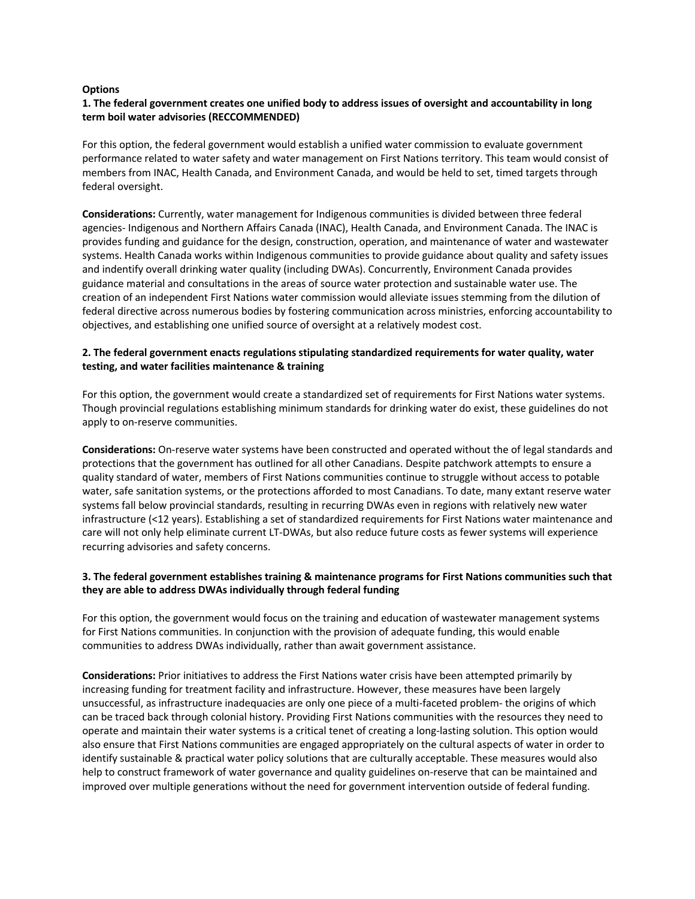**Options**

**1. The federal government creates one unified body to address issues of oversight and accountability in long term boil water advisories (RECCOMMENDED)**

For this option, the federal government would establish a unified water commission to evaluate government performance related to water safety and water management on First Nations territory. This team would consist of members from INAC, Health Canada, and Environment Canada, and would be held to set, timed targets through federal oversight.

**Considerations:** Currently, water management for Indigenous communities is divided between three federal agencies- Indigenous and Northern Affairs Canada (INAC), Health Canada, and Environment Canada. The INAC is provides funding and guidance for the design, construction, operation, and maintenance of water and wastewater systems. Health Canada works within Indigenous communities to provide guidance about quality and safety issues and indentify overall drinking water quality (including DWAs). Concurrently, Environment Canada provides guidance material and consultations in the areas of source water protection and sustainable water use. The creation of an independent First Nations water commission would alleviate issues stemming from the dilution of federal directive across numerous bodies by fostering communication across ministries, enforcing accountability to objectives, and establishing one unified source of oversight at a relatively modest cost.

**2. The federal government enacts regulations stipulating standardized requirements for water quality, water testing, and water facilities maintenance & training**

For this option, the government would create a standardized set of requirements for First Nations water systems. Though provincial regulations establishing minimum standards for drinking water do exist, these guidelines do not apply to on-reserve communities.

**Considerations:** On-reserve water systems have been constructed and operated without the of legal standards and protections that the government has outlined for all other Canadians. Despite patchwork attempts to ensure a quality standard of water, members of First Nations communities continue to struggle without access to potable water, safe sanitation systems, or the protections afforded to most Canadians. To date, many extant reserve water systems fall below provincial standards, resulting in recurring DWAs even in regions with relatively new water infrastructure (<12 years). Establishing a set of standardized requirements for First Nations water maintenance and care will not only help eliminate current LT-DWAs, but also reduce future costs as fewer systems will experience recurring advisories and safety concerns.

**3. The federal government establishes training & maintenance programs for First Nations communities such that they are able to address DWAs individually through federal funding**

For this option, the government would focus on the training and education of wastewater management systems for First Nations communities. In conjunction with the provision of adequate funding, this would enable communities to address DWAs individually, rather than await government assistance.

**Considerations:** Prior initiatives to address the First Nations water crisis have been attempted primarily by increasing funding for treatment facility and infrastructure. However, these measures have been largely unsuccessful, as infrastructure inadequacies are only one piece of a multi-faceted problem- the origins of which can be traced back through colonial history. Providing First Nations communities with the resources they need to operate and maintain their water systems is a critical tenet of creating a long-lasting solution. This option would also ensure that First Nations communities are engaged appropriately on the cultural aspects of water in order to identify sustainable & practical water policy solutions that are culturally acceptable. These measures would also help to construct framework of water governance and quality guidelines on-reserve that can be maintained and improved over multiple generations without the need for government intervention outside of federal funding.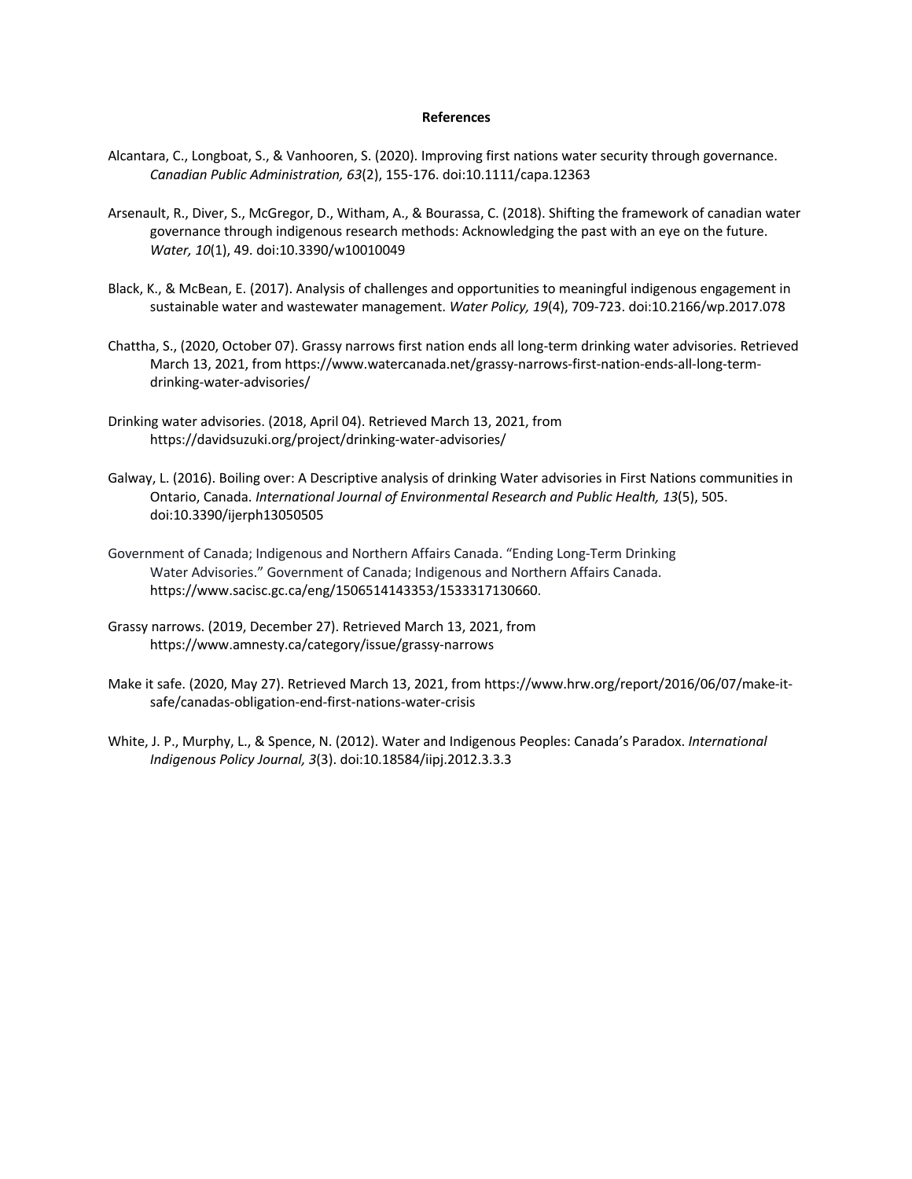**References**

Alcantara, C., Longboat, S., & Vanhooren, S. (2020). Improving first nations water security through governance. *Canadian Public Administration, 63*(2), 155-176. doi:10.1111/capa.12363

Arsenault, R., Diver, S., McGregor, D., Witham, A., & Bourassa, C. (2018). Shifting the framework of canadian water governance through indigenous research methods: Acknowledging the past with an eye on the future. *Water, 10*(1), 49. doi:10.3390/w10010049

Black, K., & McBean, E. (2017). Analysis of challenges and opportunities to meaningful indigenous engagement in sustainable water and wastewater management. *Water Policy, 19*(4), 709-723. doi:10.2166/wp.2017.078

Chattha, S., (2020, October 07). Grassy narrows first nation ends all long-term drinking water advisories. Retrieved March 13, 2021, from https://www.watercanada.net/grassy-narrows-first-nation-ends-all-long-term-drinking-water-advisories/

Drinking water advisories. (2018, April 04). Retrieved March 13, 2021, from https://davidsuzuki.org/project/drinking-water-advisories/

Galway, L. (2016). Boiling over: A Descriptive analysis of drinking Water advisories in First Nations communities in Ontario, Canada. *International Journal of Environmental Research and Public Health, 13*(5), 505. doi:10.3390/ijerph13050505

Government of Canada; Indigenous and Northern Affairs Canada. "Ending Long-Term Drinking Water Advisories." Government of Canada; Indigenous and Northern Affairs Canada. https://www.sacisc.gc.ca/eng/1506514143353/1533317130660.

Grassy narrows. (2019, December 27). Retrieved March 13, 2021, from https://www.amnesty.ca/category/issue/grassy-narrows

Make it safe. (2020, May 27). Retrieved March 13, 2021, from https://www.hrw.org/report/2016/06/07/make-it-safe/canadas-obligation-end-first-nations-water-crisis

White, J. P., Murphy, L., & Spence, N. (2012). Water and Indigenous Peoples: Canada's Paradox. *International Indigenous Policy Journal, 3*(3). doi:10.18584/iipj.2012.3.3.3